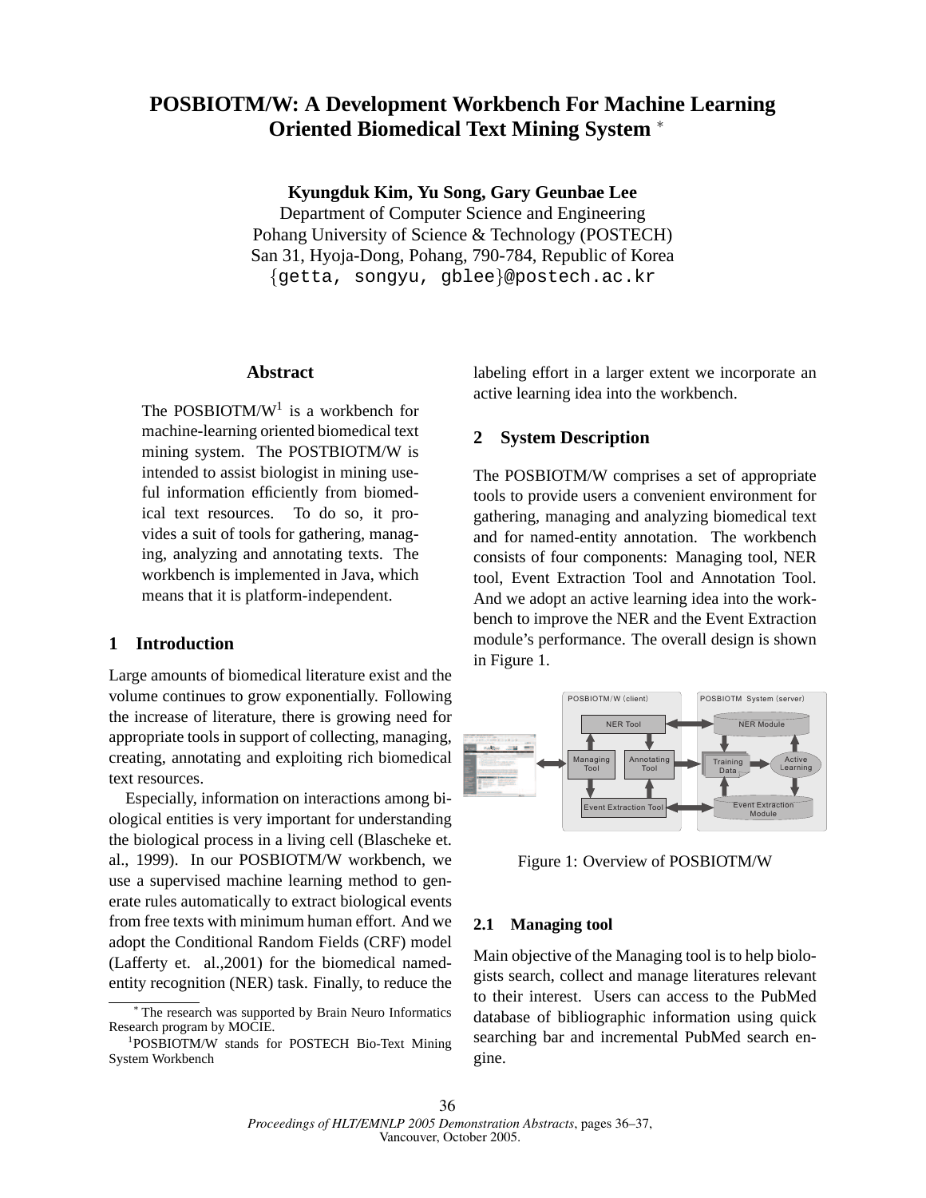# POSBIOTM/W: A Development Workbench For Machine Learning Oriented Biomedical Text Mining System *

**Kyungduk Kim, Yu Song, Gary Geunbae Lee**
Department of Computer Science and Engineering
Pohang University of Science & Technology (POSTECH)
San 31, Hyoja-Dong, Pohang, 790-784, Republic of Korea
{getta, songyu, gblee}@postech.ac.kr

## Abstract

The POSBIOTM/W[1] is a workbench for machine-learning oriented biomedical text mining system. The POSTBIOTM/W is intended to assist biologist in mining useful information efficiently from biomedical text resources. To do so, it provides a suit of tools for gathering, managing, analyzing and annotating texts. The workbench is implemented in Java, which means that it is platform-independent.

## 1 Introduction

Large amounts of biomedical literature exist and the volume continues to grow exponentially. Following the increase of literature, there is growing need for appropriate tools in support of collecting, managing, creating, annotating and exploiting rich biomedical text resources.

Especially, information on interactions among biological entities is very important for understanding the biological process in a living cell (Blascheke et. al., 1999). In our POSBIOTM/W workbench, we use a supervised machine learning method to generate rules automatically to extract biological events from free texts with minimum human effort. And we adopt the Conditional Random Fields (CRF) model (Lafferty et. al.,2001) for the biomedical named-entity recognition (NER) task. Finally, to reduce the labeling effort in a larger extent we incorporate an active learning idea into the workbench.

## 2 System Description

The POSBIOTM/W comprises a set of appropriate tools to provide users a convenient environment for gathering, managing and analyzing biomedical text and for named-entity annotation. The workbench consists of four components: Managing tool, NER tool, Event Extraction Tool and Annotation Tool. And we adopt an active learning idea into the workbench to improve the NER and the Event Extraction module's performance. The overall design is shown in Figure 1.

Figure 1: Overview of POSBIOTM/W

### 2.1 Managing tool

Main objective of the Managing tool is to help biologists search, collect and manage literatures relevant to their interest. Users can access to the PubMed database of bibliographic information using quick searching bar and incremental PubMed search engine.

---

* The research was supported by Brain Neuro Informatics Research program by MOCIE.

[1] POSBIOTM/W stands for POSTECH Bio-Text Mining System Workbench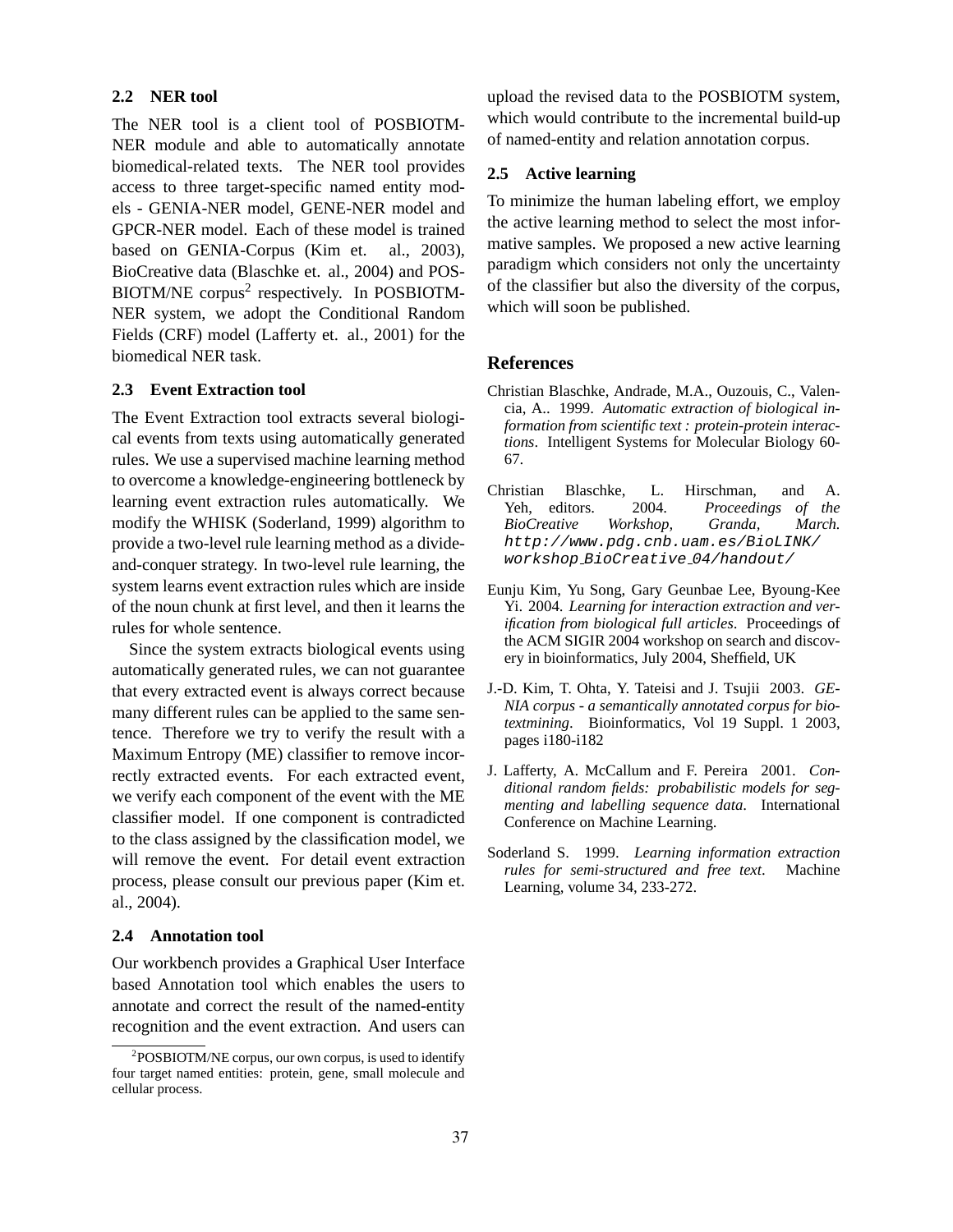### 2.2 NER tool

The NER tool is a client tool of POSBIOTM-NER module and able to automatically annotate biomedical-related texts. The NER tool provides access to three target-specific named entity models - GENIA-NER model, GENE-NER model and GPCR-NER model. Each of these model is trained based on GENIA-Corpus (Kim et. al., 2003), BioCreative data (Blaschke et. al., 2004) and POSBIOTM/NE corpus[2] respectively. In POSBIOTM-NER system, we adopt the Conditional Random Fields (CRF) model (Lafferty et. al., 2001) for the biomedical NER task.

### 2.3 Event Extraction tool

The Event Extraction tool extracts several biological events from texts using automatically generated rules. We use a supervised machine learning method to overcome a knowledge-engineering bottleneck by learning event extraction rules automatically. We modify the WHISK (Soderland, 1999) algorithm to provide a two-level rule learning method as a divide-and-conquer strategy. In two-level rule learning, the system learns event extraction rules which are inside of the noun chunk at first level, and then it learns the rules for whole sentence.

Since the system extracts biological events using automatically generated rules, we can not guarantee that every extracted event is always correct because many different rules can be applied to the same sentence. Therefore we try to verify the result with a Maximum Entropy (ME) classifier to remove incorrectly extracted events. For each extracted event, we verify each component of the event with the ME classifier model. If one component is contradicted to the class assigned by the classification model, we will remove the event. For detail event extraction process, please consult our previous paper (Kim et. al., 2004).

### 2.4 Annotation tool

Our workbench provides a Graphical User Interface based Annotation tool which enables the users to annotate and correct the result of the named-entity recognition and the event extraction. And users can upload the revised data to the POSBIOTM system, which would contribute to the incremental build-up of named-entity and relation annotation corpus.

### 2.5 Active learning

To minimize the human labeling effort, we employ the active learning method to select the most informative samples. We proposed a new active learning paradigm which considers not only the uncertainty of the classifier but also the diversity of the corpus, which will soon be published.

## References

Christian Blaschke, Andrade, M.A., Ouzouis, C., Valencia, A.. 1999. *Automatic extraction of biological information from scientific text : protein-protein interactions*. Intelligent Systems for Molecular Biology 60-67.

Christian Blaschke, L. Hirschman, and A. Yeh, editors. 2004. *Proceedings of the BioCreative Workshop, Granda, March.* `http://www.pdg.cnb.uam.es/BioLINK/workshop_BioCreative_04/handout/`

Eunju Kim, Yu Song, Gary Geunbae Lee, Byoung-Kee Yi. 2004. *Learning for interaction extraction and verification from biological full articles*. Proceedings of the ACM SIGIR 2004 workshop on search and discovery in bioinformatics, July 2004, Sheffield, UK

J.-D. Kim, T. Ohta, Y. Tateisi and J. Tsujii 2003. *GENIA corpus - a semantically annotated corpus for biotextmining*. Bioinformatics, Vol 19 Suppl. 1 2003, pages i180-i182

J. Lafferty, A. McCallum and F. Pereira 2001. *Conditional random fields: probabilistic models for segmenting and labelling sequence data*. International Conference on Machine Learning.

Soderland S. 1999. *Learning information extraction rules for semi-structured and free text*. Machine Learning, volume 34, 233-272.

[2] POSBIOTM/NE corpus, our own corpus, is used to identify four target named entities: protein, gene, small molecule and cellular process.